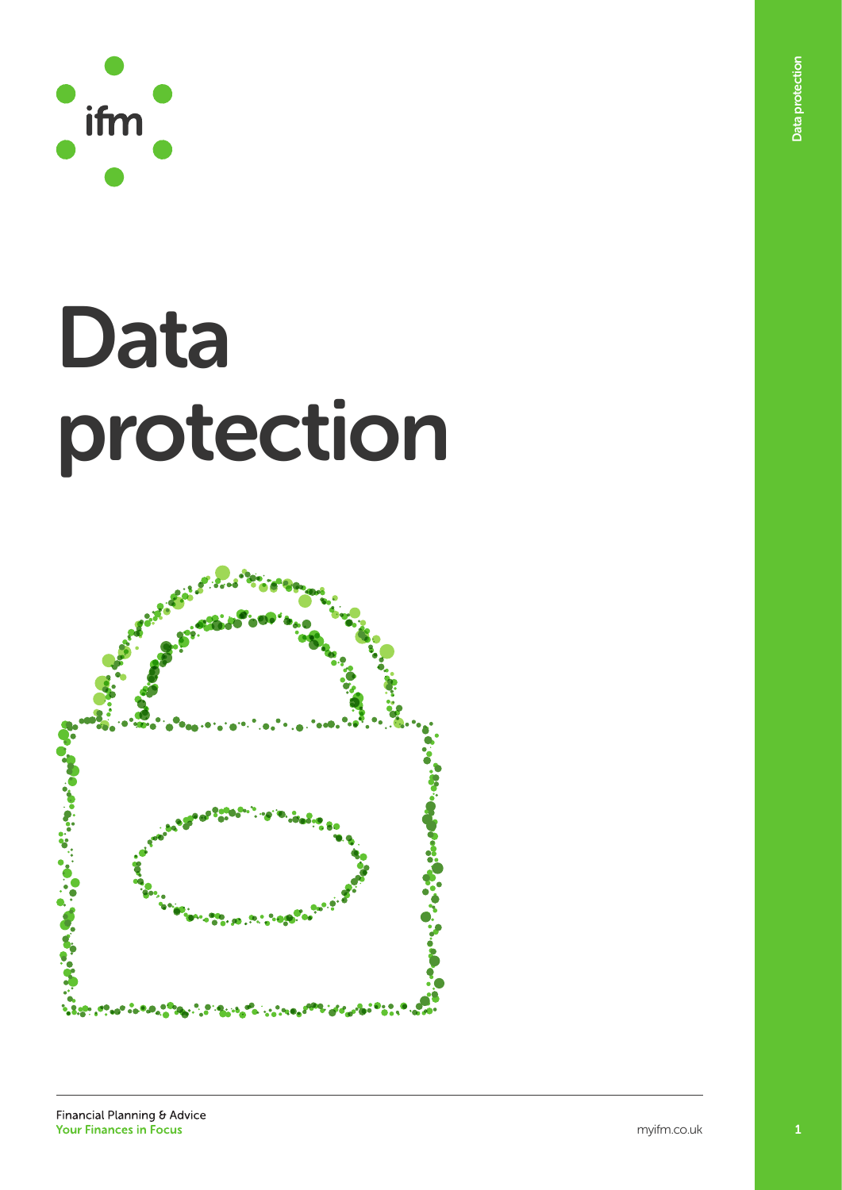ifm

# Data protection

Financial Planning & Advice
**Your Finances in Focus**

myifm.co.uk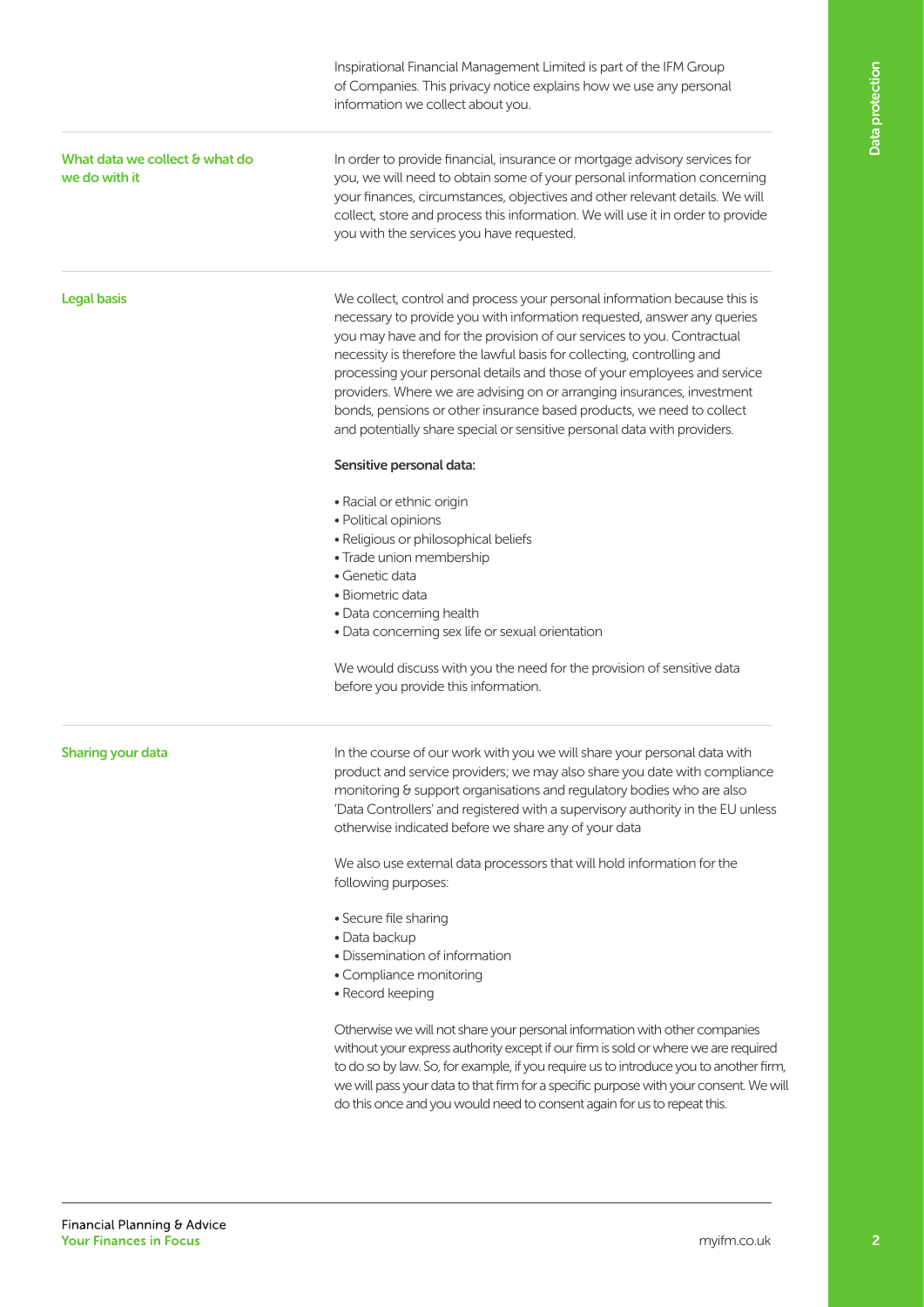Inspirational Financial Management Limited is part of the IFM Group of Companies. This privacy notice explains how we use any personal information we collect about you.

## What data we collect & what do we do with it

In order to provide financial, insurance or mortgage advisory services for you, we will need to obtain some of your personal information concerning your finances, circumstances, objectives and other relevant details. We will collect, store and process this information. We will use it in order to provide you with the services you have requested.

## Legal basis

We collect, control and process your personal information because this is necessary to provide you with information requested, answer any queries you may have and for the provision of our services to you. Contractual necessity is therefore the lawful basis for collecting, controlling and processing your personal details and those of your employees and service providers. Where we are advising on or arranging insurances, investment bonds, pensions or other insurance based products, we need to collect and potentially share special or sensitive personal data with providers.

**Sensitive personal data:**

- Racial or ethnic origin
- Political opinions
- Religious or philosophical beliefs
- Trade union membership
- Genetic data
- Biometric data
- Data concerning health
- Data concerning sex life or sexual orientation

We would discuss with you the need for the provision of sensitive data before you provide this information.

## Sharing your data

In the course of our work with you we will share your personal data with product and service providers; we may also share you date with compliance monitoring & support organisations and regulatory bodies who are also 'Data Controllers' and registered with a supervisory authority in the EU unless otherwise indicated before we share any of your data

We also use external data processors that will hold information for the following purposes:

- Secure file sharing
- Data backup
- Dissemination of information
- Compliance monitoring
- Record keeping

Otherwise we will not share your personal information with other companies without your express authority except if our firm is sold or where we are required to do so by law. So, for example, if you require us to introduce you to another firm, we will pass your data to that firm for a specific purpose with your consent. We will do this once and you would need to consent again for us to repeat this.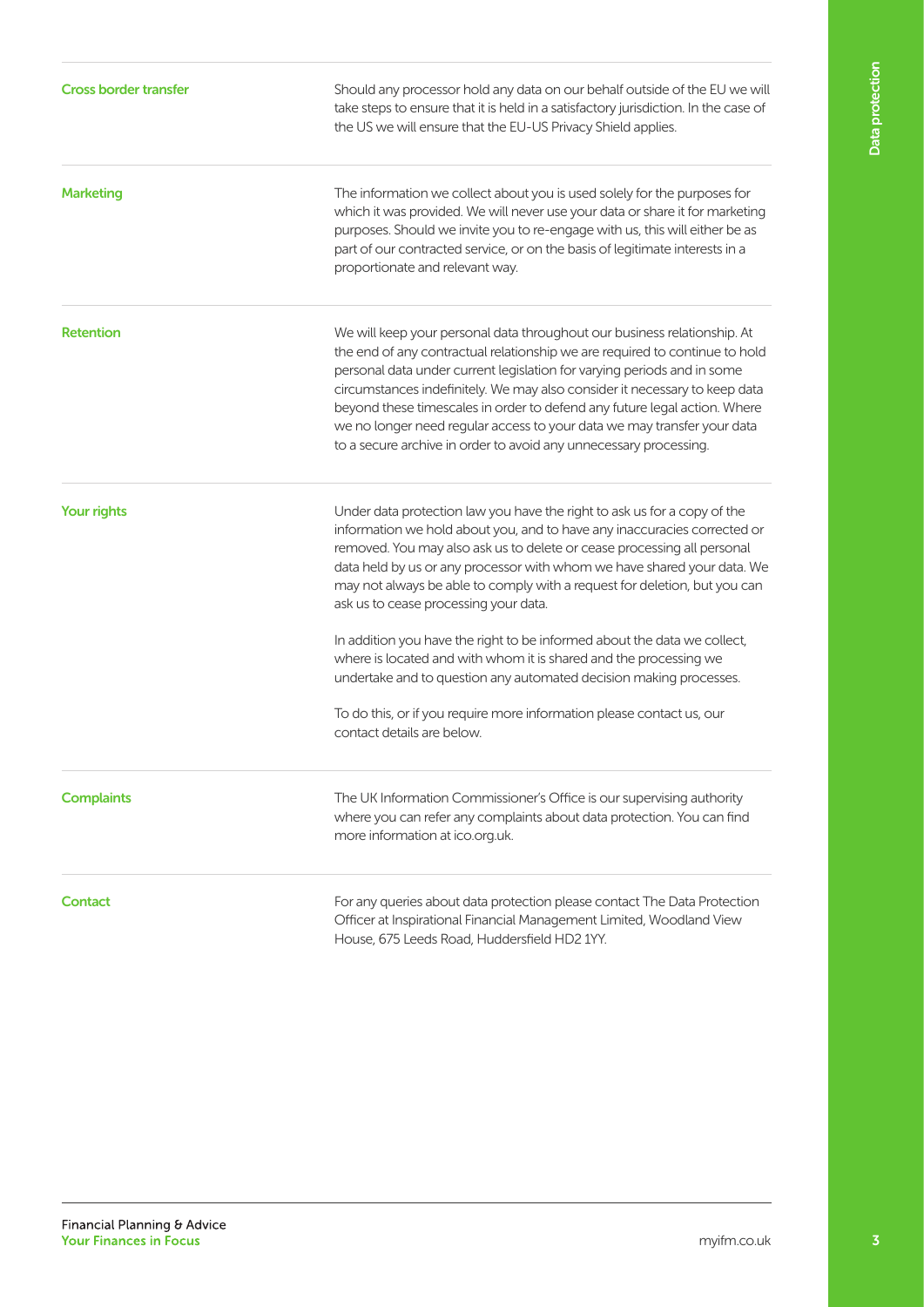## Cross border transfer

Should any processor hold any data on our behalf outside of the EU we will take steps to ensure that it is held in a satisfactory jurisdiction. In the case of the US we will ensure that the EU-US Privacy Shield applies.

## Marketing

The information we collect about you is used solely for the purposes for which it was provided. We will never use your data or share it for marketing purposes. Should we invite you to re-engage with us, this will either be as part of our contracted service, or on the basis of legitimate interests in a proportionate and relevant way.

## Retention

We will keep your personal data throughout our business relationship. At the end of any contractual relationship we are required to continue to hold personal data under current legislation for varying periods and in some circumstances indefinitely. We may also consider it necessary to keep data beyond these timescales in order to defend any future legal action. Where we no longer need regular access to your data we may transfer your data to a secure archive in order to avoid any unnecessary processing.

## Your rights

Under data protection law you have the right to ask us for a copy of the information we hold about you, and to have any inaccuracies corrected or removed. You may also ask us to delete or cease processing all personal data held by us or any processor with whom we have shared your data. We may not always be able to comply with a request for deletion, but you can ask us to cease processing your data.

In addition you have the right to be informed about the data we collect, where is located and with whom it is shared and the processing we undertake and to question any automated decision making processes.

To do this, or if you require more information please contact us, our contact details are below.

## Complaints

The UK Information Commissioner's Office is our supervising authority where you can refer any complaints about data protection. You can find more information at ico.org.uk.

## Contact

For any queries about data protection please contact The Data Protection Officer at Inspirational Financial Management Limited, Woodland View House, 675 Leeds Road, Huddersfield HD2 1YY.